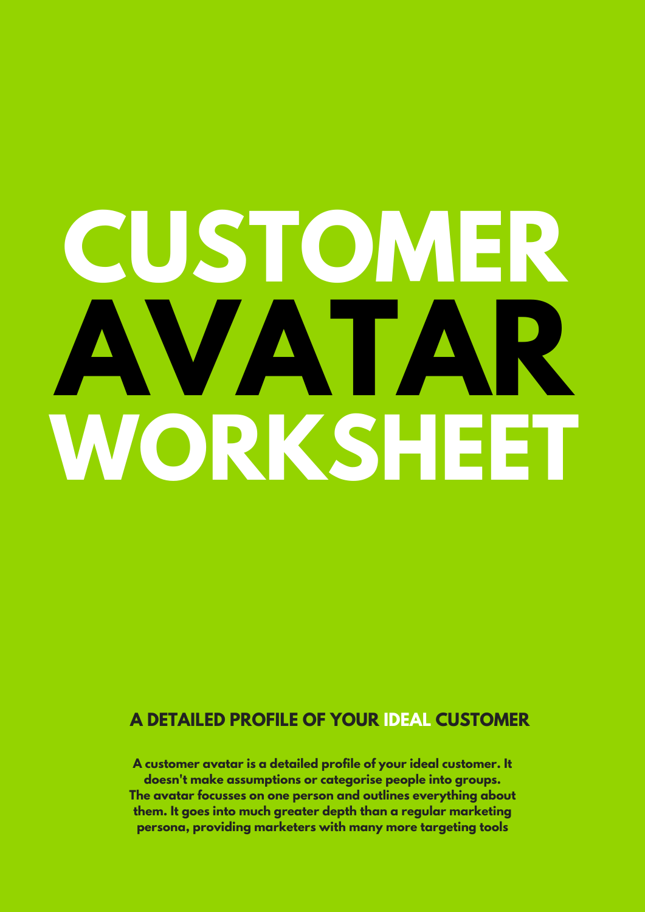# CUSTOMER AVATAR WORKSHEET

## A DETAILED PROFILE OF YOUR IDEAL CUSTOMER

**A customer avatar is a detailed profile of your ideal customer. It doesn't make assumptions or categorise people into groups. The avatar focusses on one person and outlines everything about them. It goes into much greater depth than a regular marketing persona, providing marketers with many more targeting tools**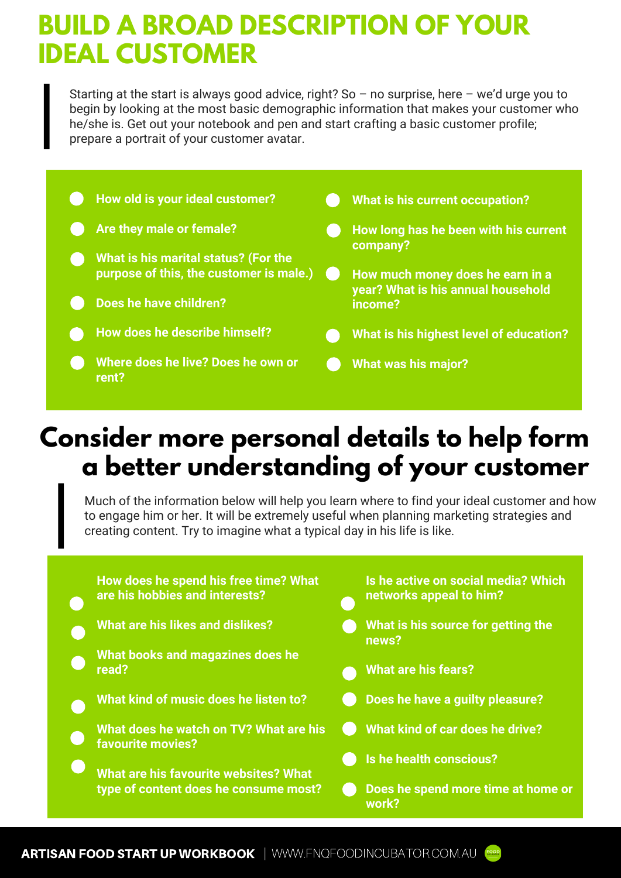# BUILD A BROAD DESCRIPTION OF YOUR IDEAL CUSTOMER

Starting at the start is always good advice, right? So – no surprise, here – we'd urge you to begin by looking at the most basic demographic information that makes your customer who he/she is. Get out your notebook and pen and start crafting a basic customer profile; prepare a portrait of your customer avatar.

- **How old is your ideal customer?**
- **Are they male or female?**
- **What is his marital status? (For the purpose of this, the customer is male.)**
- **Does he have children?**
- **How does he describe himself?**
- **Where does he live? Does he own or rent?**
- **What is his current occupation?**
- **How long has he been with his current company?**
- **How much money does he earn in a year? What is his annual household income?**
- **What is his highest level of education?**
- **What was his major?**

## Consider more personal details to help form a better understanding of your customer

Much of the information below will help you learn where to find your ideal customer and how to engage him or her. It will be extremely useful when planning marketing strategies and creating content. Try to imagine what a typical day in his life is like.

- **How does he spend his free time? What are his hobbies and interests?**
- **What are his likes and dislikes?**
- **What books and magazines does he read?**
- **What kind of music does he listen to?**
- **What does he watch on TV? What are his favourite movies?**
- **What are his favourite websites? What type of content does he consume most?**
- **Is he active on social media? Which networks appeal to him?**
- **What is his source for getting the news?**
- **What are his fears?**
- **Does he have a guilty pleasure?**
- **What kind of car does he drive?**
- **Is he health conscious?**
- **Does he spend more time at home or work?**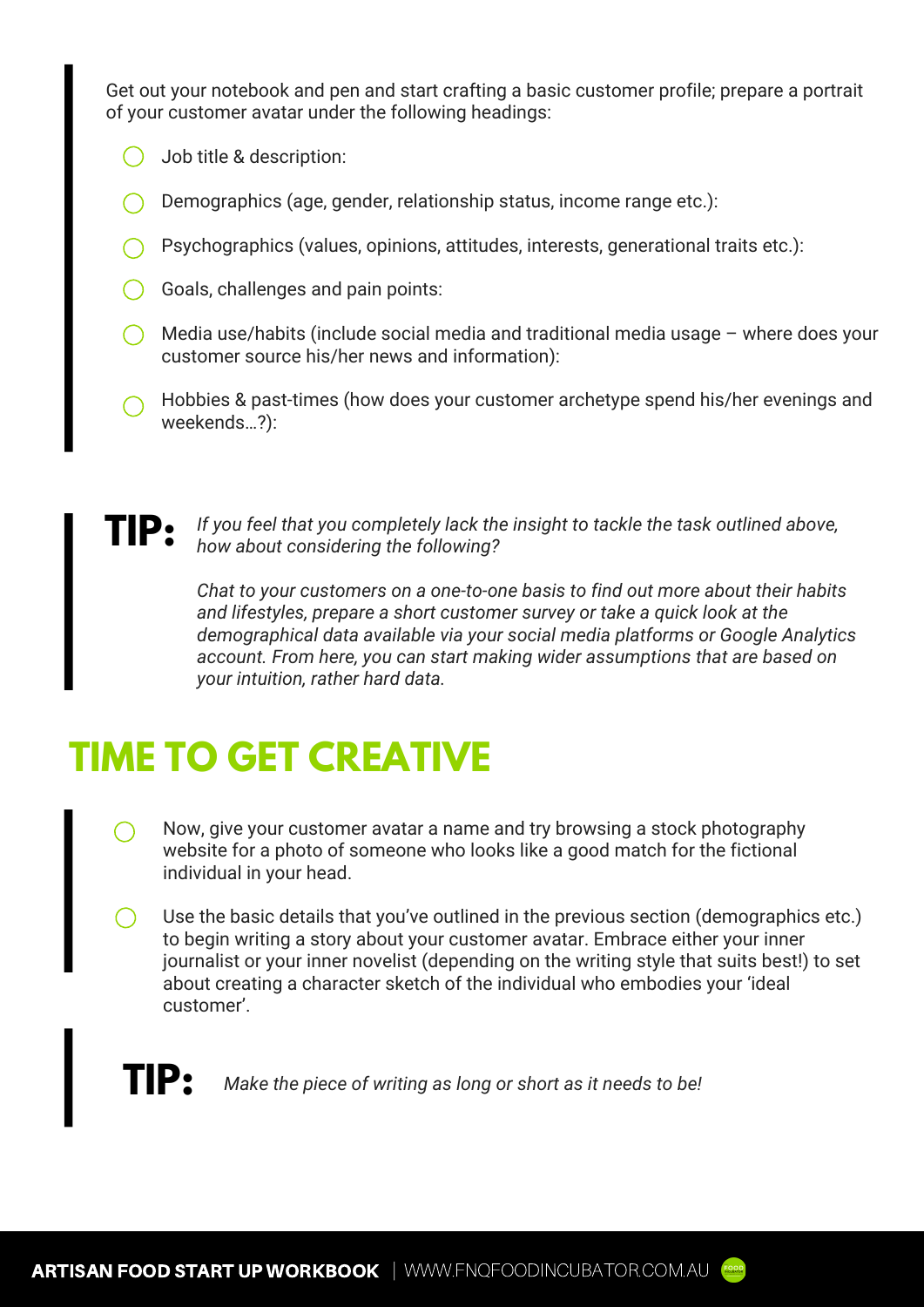Get out your notebook and pen and start crafting a basic customer profile; prepare a portrait of your customer avatar under the following headings:

- Job title & description:
- Demographics (age, gender, relationship status, income range etc.):
- Psychographics (values, opinions, attitudes, interests, generational traits etc.):
- Goals, challenges and pain points:
- Media use/habits (include social media and traditional media usage – where does your customer source his/her news and information):
- Hobbies & past-times (how does your customer archetype spend his/her evenings and weekends…?):

**TIP:** *If you feel that you completely lack the insight to tackle the task outlined above, how about considering the following?*

*Chat to your customers on a one-to-one basis to find out more about their habits and lifestyles, prepare a short customer survey or take a quick look at the demographical data available via your social media platforms or Google Analytics account. From here, you can start making wider assumptions that are based on your intuition, rather hard data.*

## TIME TO GET CREATIVE

- Now, give your customer avatar a name and try browsing a stock photography website for a photo of someone who looks like a good match for the fictional individual in your head.
- Use the basic details that you've outlined in the previous section (demographics etc.) to begin writing a story about your customer avatar. Embrace either your inner journalist or your inner novelist (depending on the writing style that suits best!) to set about creating a character sketch of the individual who embodies your 'ideal customer'.

**TIP:** *Make the piece of writing as long or short as it needs to be!*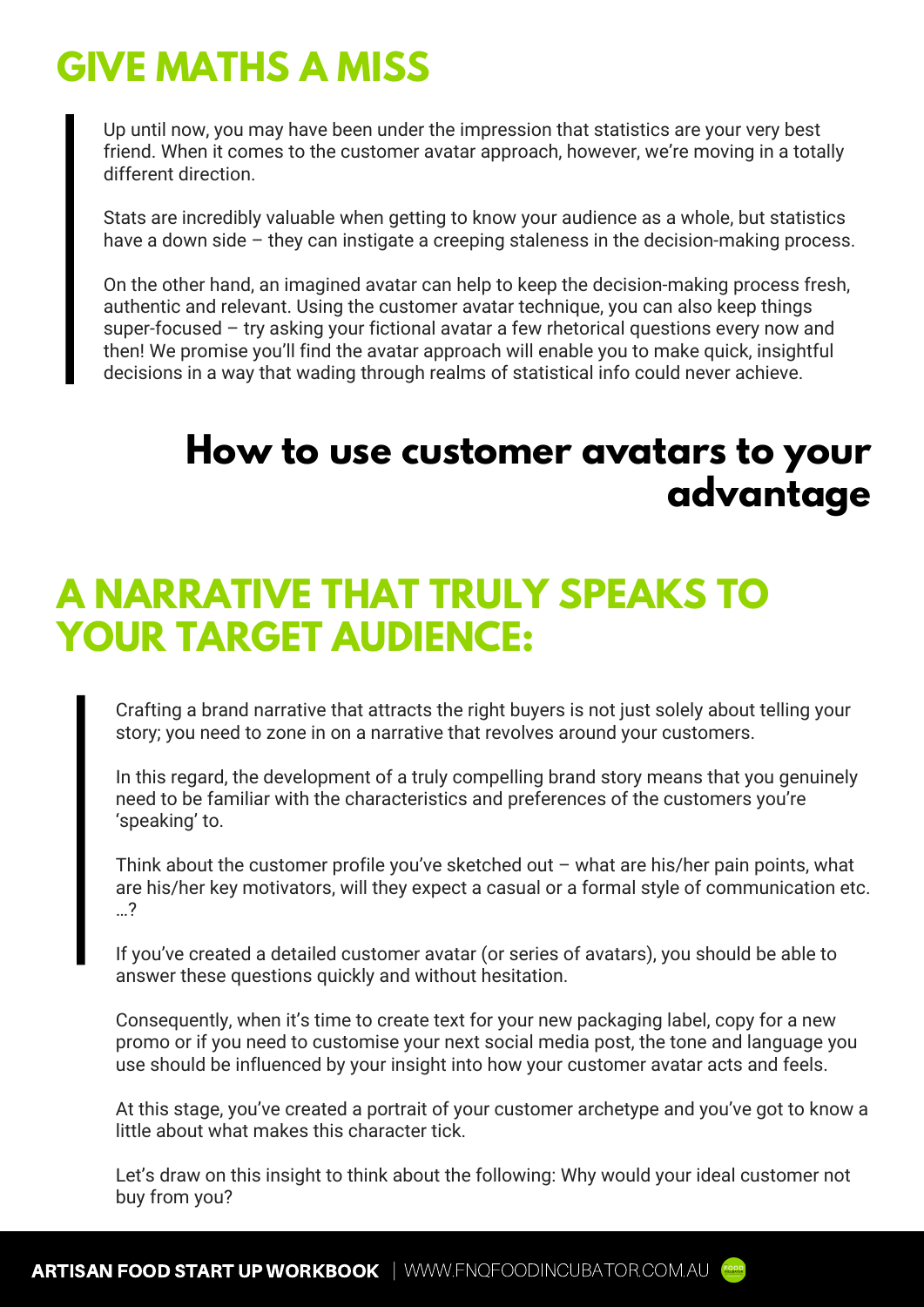## GIVE MATHS A MISS

Up until now, you may have been under the impression that statistics are your very best friend. When it comes to the customer avatar approach, however, we're moving in a totally different direction.

Stats are incredibly valuable when getting to know your audience as a whole, but statistics have a down side – they can instigate a creeping staleness in the decision-making process.

On the other hand, an imagined avatar can help to keep the decision-making process fresh, authentic and relevant. Using the customer avatar technique, you can also keep things super-focused – try asking your fictional avatar a few rhetorical questions every now and then! We promise you'll find the avatar approach will enable you to make quick, insightful decisions in a way that wading through realms of statistical info could never achieve.

# How to use customer avatars to your advantage

## A NARRATIVE THAT TRULY SPEAKS TO YOUR TARGET AUDIENCE:

Crafting a brand narrative that attracts the right buyers is not just solely about telling your story; you need to zone in on a narrative that revolves around your customers.

In this regard, the development of a truly compelling brand story means that you genuinely need to be familiar with the characteristics and preferences of the customers you're 'speaking' to.

Think about the customer profile you've sketched out – what are his/her pain points, what are his/her key motivators, will they expect a casual or a formal style of communication etc. …?

If you've created a detailed customer avatar (or series of avatars), you should be able to answer these questions quickly and without hesitation.

Consequently, when it's time to create text for your new packaging label, copy for a new promo or if you need to customise your next social media post, the tone and language you use should be influenced by your insight into how your customer avatar acts and feels.

At this stage, you've created a portrait of your customer archetype and you've got to know a little about what makes this character tick.

Let's draw on this insight to think about the following: Why would your ideal customer not buy from you?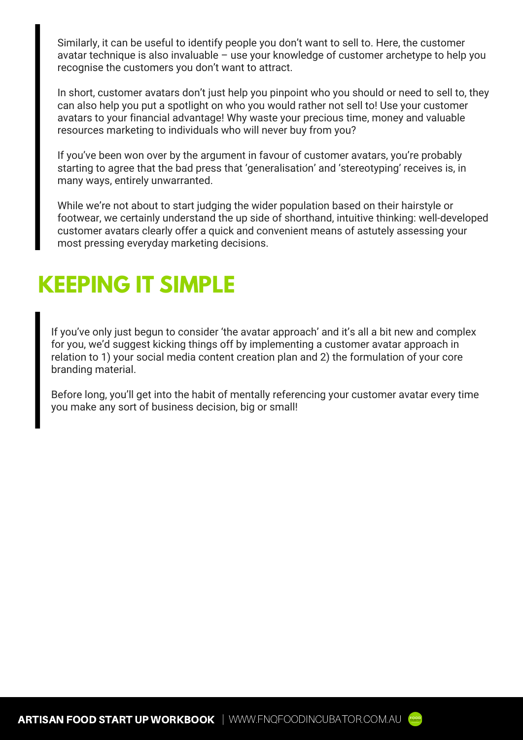Similarly, it can be useful to identify people you don't want to sell to. Here, the customer avatar technique is also invaluable – use your knowledge of customer archetype to help you recognise the customers you don't want to attract.

In short, customer avatars don't just help you pinpoint who you should or need to sell to, they can also help you put a spotlight on who you would rather not sell to! Use your customer avatars to your financial advantage! Why waste your precious time, money and valuable resources marketing to individuals who will never buy from you?

If you've been won over by the argument in favour of customer avatars, you're probably starting to agree that the bad press that 'generalisation' and 'stereotyping' receives is, in many ways, entirely unwarranted.

While we're not about to start judging the wider population based on their hairstyle or footwear, we certainly understand the up side of shorthand, intuitive thinking: well-developed customer avatars clearly offer a quick and convenient means of astutely assessing your most pressing everyday marketing decisions.

## KEEPING IT SIMPLE

If you've only just begun to consider 'the avatar approach' and it's all a bit new and complex for you, we'd suggest kicking things off by implementing a customer avatar approach in relation to 1) your social media content creation plan and 2) the formulation of your core branding material.

Before long, you'll get into the habit of mentally referencing your customer avatar every time you make any sort of business decision, big or small!